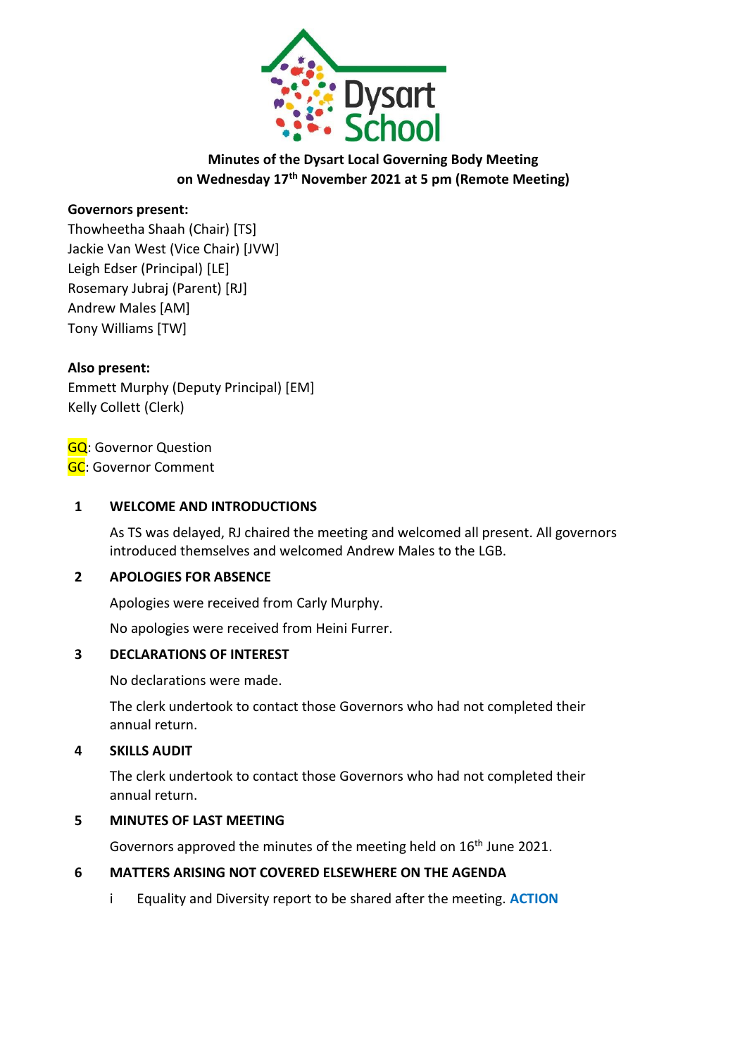Dysart School

**Minutes of the Dysart Local Governing Body Meeting on Wednesday 17th November 2021 at 5 pm (Remote Meeting)**

**Governors present:**
Thowheetha Shaah (Chair) [TS]
Jackie Van West (Vice Chair) [JVW]
Leigh Edser (Principal) [LE]
Rosemary Jubraj (Parent) [RJ]
Andrew Males [AM]
Tony Williams [TW]

**Also present:**
Emmett Murphy (Deputy Principal) [EM]
Kelly Collett (Clerk)

GQ: Governor Question
GC: Governor Comment

## 1 WELCOME AND INTRODUCTIONS

As TS was delayed, RJ chaired the meeting and welcomed all present. All governors introduced themselves and welcomed Andrew Males to the LGB.

## 2 APOLOGIES FOR ABSENCE

Apologies were received from Carly Murphy.

No apologies were received from Heini Furrer.

## 3 DECLARATIONS OF INTEREST

No declarations were made.

The clerk undertook to contact those Governors who had not completed their annual return.

## 4 SKILLS AUDIT

The clerk undertook to contact those Governors who had not completed their annual return.

## 5 MINUTES OF LAST MEETING

Governors approved the minutes of the meeting held on 16th June 2021.

## 6 MATTERS ARISING NOT COVERED ELSEWHERE ON THE AGENDA

i Equality and Diversity report to be shared after the meeting. **ACTION**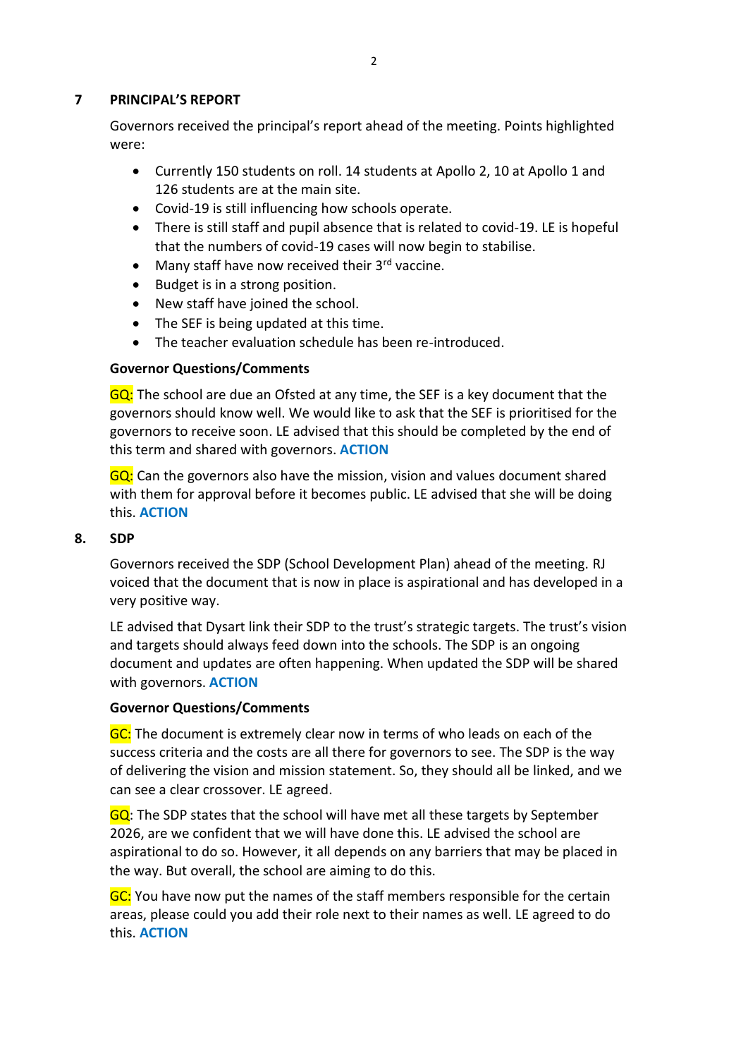## 7 PRINCIPAL'S REPORT

Governors received the principal's report ahead of the meeting. Points highlighted were:

- Currently 150 students on roll. 14 students at Apollo 2, 10 at Apollo 1 and 126 students are at the main site.
- Covid-19 is still influencing how schools operate.
- There is still staff and pupil absence that is related to covid-19. LE is hopeful that the numbers of covid-19 cases will now begin to stabilise.
- Many staff have now received their 3rd vaccine.
- Budget is in a strong position.
- New staff have joined the school.
- The SEF is being updated at this time.
- The teacher evaluation schedule has been re-introduced.

**Governor Questions/Comments**

GQ: The school are due an Ofsted at any time, the SEF is a key document that the governors should know well. We would like to ask that the SEF is prioritised for the governors to receive soon. LE advised that this should be completed by the end of this term and shared with governors. **ACTION**

GQ: Can the governors also have the mission, vision and values document shared with them for approval before it becomes public. LE advised that she will be doing this. **ACTION**

## 8. SDP

Governors received the SDP (School Development Plan) ahead of the meeting. RJ voiced that the document that is now in place is aspirational and has developed in a very positive way.

LE advised that Dysart link their SDP to the trust's strategic targets. The trust's vision and targets should always feed down into the schools. The SDP is an ongoing document and updates are often happening. When updated the SDP will be shared with governors. **ACTION**

**Governor Questions/Comments**

GC: The document is extremely clear now in terms of who leads on each of the success criteria and the costs are all there for governors to see. The SDP is the way of delivering the vision and mission statement. So, they should all be linked, and we can see a clear crossover. LE agreed.

GQ: The SDP states that the school will have met all these targets by September 2026, are we confident that we will have done this. LE advised the school are aspirational to do so. However, it all depends on any barriers that may be placed in the way. But overall, the school are aiming to do this.

GC: You have now put the names of the staff members responsible for the certain areas, please could you add their role next to their names as well. LE agreed to do this. **ACTION**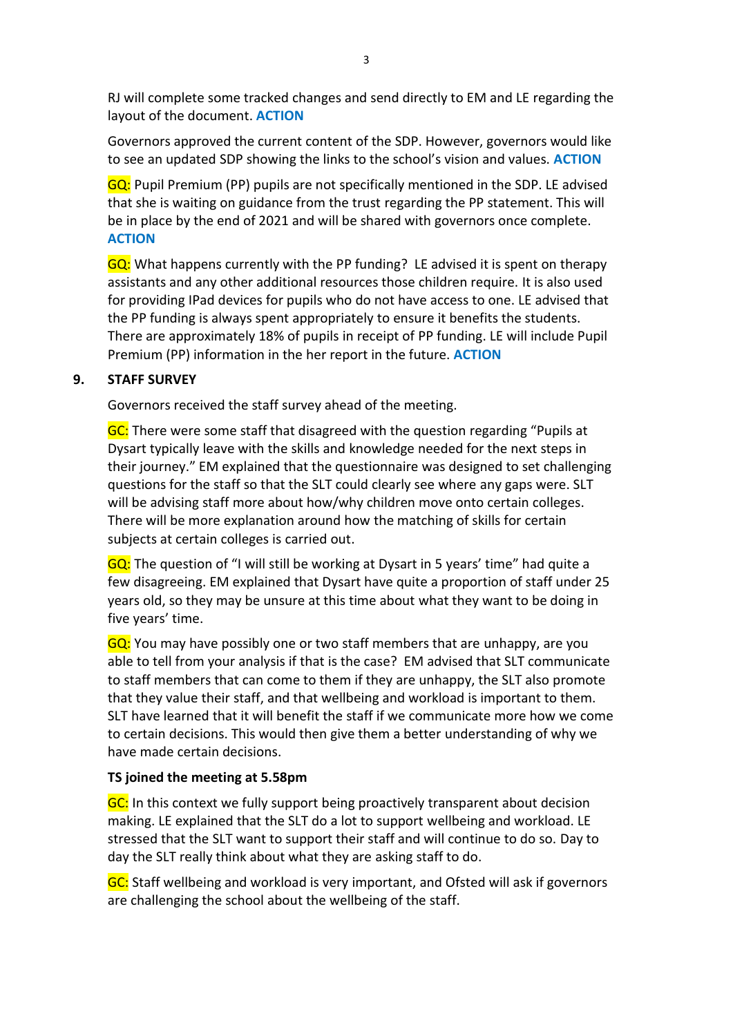RJ will complete some tracked changes and send directly to EM and LE regarding the layout of the document. **ACTION**

Governors approved the current content of the SDP. However, governors would like to see an updated SDP showing the links to the school's vision and values. **ACTION**

GQ: Pupil Premium (PP) pupils are not specifically mentioned in the SDP. LE advised that she is waiting on guidance from the trust regarding the PP statement. This will be in place by the end of 2021 and will be shared with governors once complete. **ACTION**

GQ: What happens currently with the PP funding? LE advised it is spent on therapy assistants and any other additional resources those children require. It is also used for providing IPad devices for pupils who do not have access to one. LE advised that the PP funding is always spent appropriately to ensure it benefits the students. There are approximately 18% of pupils in receipt of PP funding. LE will include Pupil Premium (PP) information in the her report in the future. **ACTION**

## 9. STAFF SURVEY

Governors received the staff survey ahead of the meeting.

GC: There were some staff that disagreed with the question regarding "Pupils at Dysart typically leave with the skills and knowledge needed for the next steps in their journey." EM explained that the questionnaire was designed to set challenging questions for the staff so that the SLT could clearly see where any gaps were. SLT will be advising staff more about how/why children move onto certain colleges. There will be more explanation around how the matching of skills for certain subjects at certain colleges is carried out.

GQ: The question of "I will still be working at Dysart in 5 years' time" had quite a few disagreeing. EM explained that Dysart have quite a proportion of staff under 25 years old, so they may be unsure at this time about what they want to be doing in five years' time.

GQ: You may have possibly one or two staff members that are unhappy, are you able to tell from your analysis if that is the case? EM advised that SLT communicate to staff members that can come to them if they are unhappy, the SLT also promote that they value their staff, and that wellbeing and workload is important to them. SLT have learned that it will benefit the staff if we communicate more how we come to certain decisions. This would then give them a better understanding of why we have made certain decisions.

**TS joined the meeting at 5.58pm**

GC: In this context we fully support being proactively transparent about decision making. LE explained that the SLT do a lot to support wellbeing and workload. LE stressed that the SLT want to support their staff and will continue to do so. Day to day the SLT really think about what they are asking staff to do.

GC: Staff wellbeing and workload is very important, and Ofsted will ask if governors are challenging the school about the wellbeing of the staff.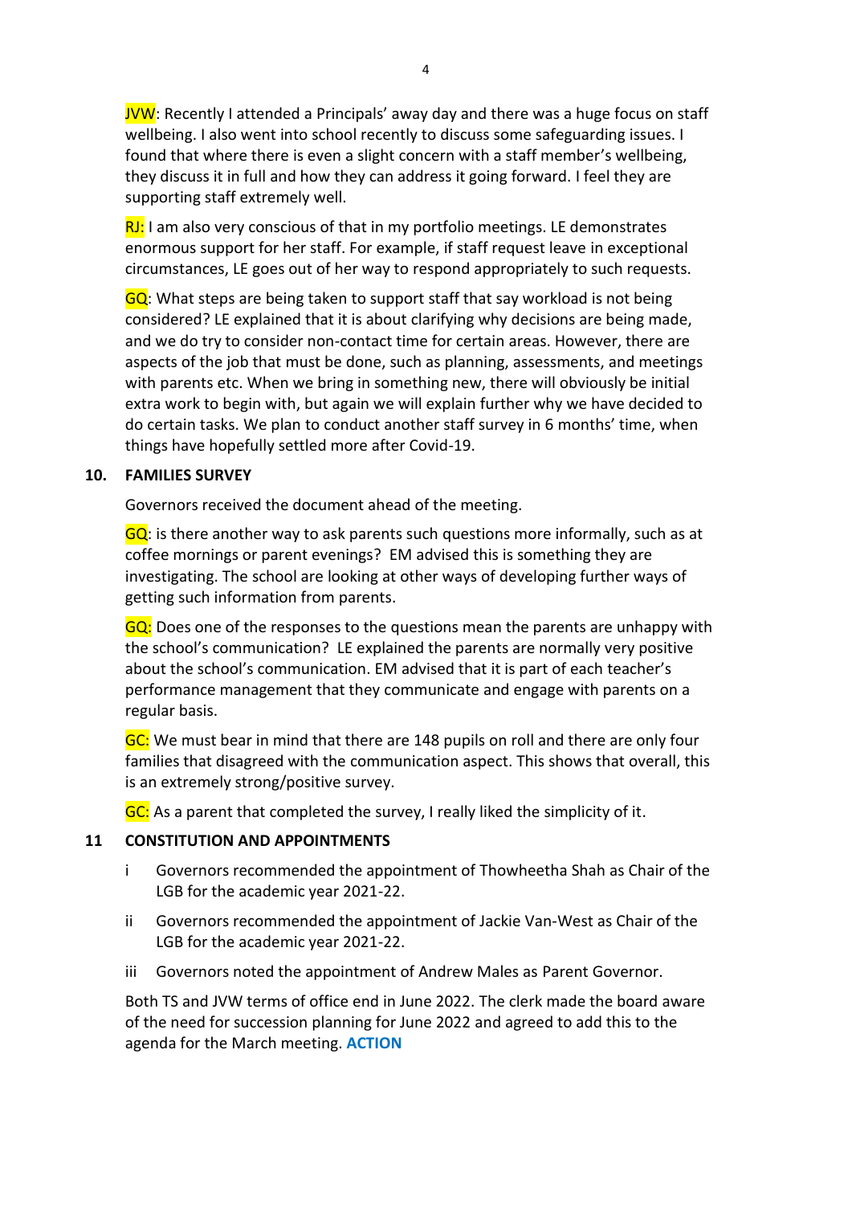JVW: Recently I attended a Principals' away day and there was a huge focus on staff wellbeing. I also went into school recently to discuss some safeguarding issues. I found that where there is even a slight concern with a staff member's wellbeing, they discuss it in full and how they can address it going forward. I feel they are supporting staff extremely well.

RJ: I am also very conscious of that in my portfolio meetings. LE demonstrates enormous support for her staff. For example, if staff request leave in exceptional circumstances, LE goes out of her way to respond appropriately to such requests.

GQ: What steps are being taken to support staff that say workload is not being considered? LE explained that it is about clarifying why decisions are being made, and we do try to consider non-contact time for certain areas. However, there are aspects of the job that must be done, such as planning, assessments, and meetings with parents etc. When we bring in something new, there will obviously be initial extra work to begin with, but again we will explain further why we have decided to do certain tasks. We plan to conduct another staff survey in 6 months' time, when things have hopefully settled more after Covid-19.

**10. FAMILIES SURVEY**

Governors received the document ahead of the meeting.

GQ: is there another way to ask parents such questions more informally, such as at coffee mornings or parent evenings? EM advised this is something they are investigating. The school are looking at other ways of developing further ways of getting such information from parents.

GQ: Does one of the responses to the questions mean the parents are unhappy with the school's communication? LE explained the parents are normally very positive about the school's communication. EM advised that it is part of each teacher's performance management that they communicate and engage with parents on a regular basis.

GC: We must bear in mind that there are 148 pupils on roll and there are only four families that disagreed with the communication aspect. This shows that overall, this is an extremely strong/positive survey.

GC: As a parent that completed the survey, I really liked the simplicity of it.

**11 CONSTITUTION AND APPOINTMENTS**

i Governors recommended the appointment of Thowheetha Shah as Chair of the LGB for the academic year 2021-22.

ii Governors recommended the appointment of Jackie Van-West as Chair of the LGB for the academic year 2021-22.

iii Governors noted the appointment of Andrew Males as Parent Governor.

Both TS and JVW terms of office end in June 2022. The clerk made the board aware of the need for succession planning for June 2022 and agreed to add this to the agenda for the March meeting. **ACTION**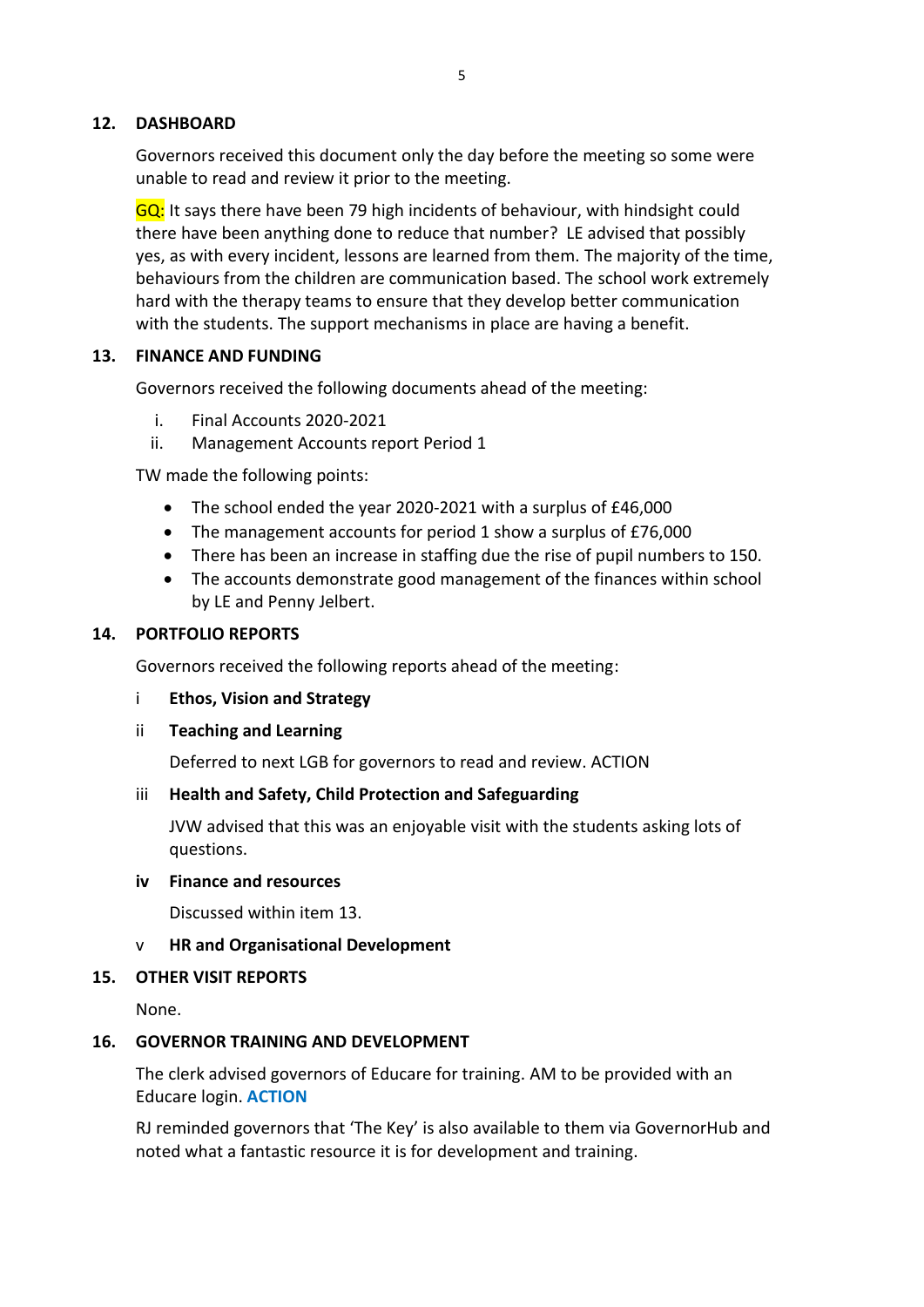## 12. DASHBOARD

Governors received this document only the day before the meeting so some were unable to read and review it prior to the meeting.

GQ: It says there have been 79 high incidents of behaviour, with hindsight could there have been anything done to reduce that number? LE advised that possibly yes, as with every incident, lessons are learned from them. The majority of the time, behaviours from the children are communication based. The school work extremely hard with the therapy teams to ensure that they develop better communication with the students. The support mechanisms in place are having a benefit.

## 13. FINANCE AND FUNDING

Governors received the following documents ahead of the meeting:

i. Final Accounts 2020-2021
ii. Management Accounts report Period 1

TW made the following points:

- The school ended the year 2020-2021 with a surplus of £46,000
- The management accounts for period 1 show a surplus of £76,000
- There has been an increase in staffing due the rise of pupil numbers to 150.
- The accounts demonstrate good management of the finances within school by LE and Penny Jelbert.

## 14. PORTFOLIO REPORTS

Governors received the following reports ahead of the meeting:

i **Ethos, Vision and Strategy**

ii **Teaching and Learning**

Deferred to next LGB for governors to read and review. ACTION

iii **Health and Safety, Child Protection and Safeguarding**

JVW advised that this was an enjoyable visit with the students asking lots of questions.

**iv Finance and resources**

Discussed within item 13.

v **HR and Organisational Development**

## 15. OTHER VISIT REPORTS

None.

## 16. GOVERNOR TRAINING AND DEVELOPMENT

The clerk advised governors of Educare for training. AM to be provided with an Educare login. **ACTION**

RJ reminded governors that 'The Key' is also available to them via GovernorHub and noted what a fantastic resource it is for development and training.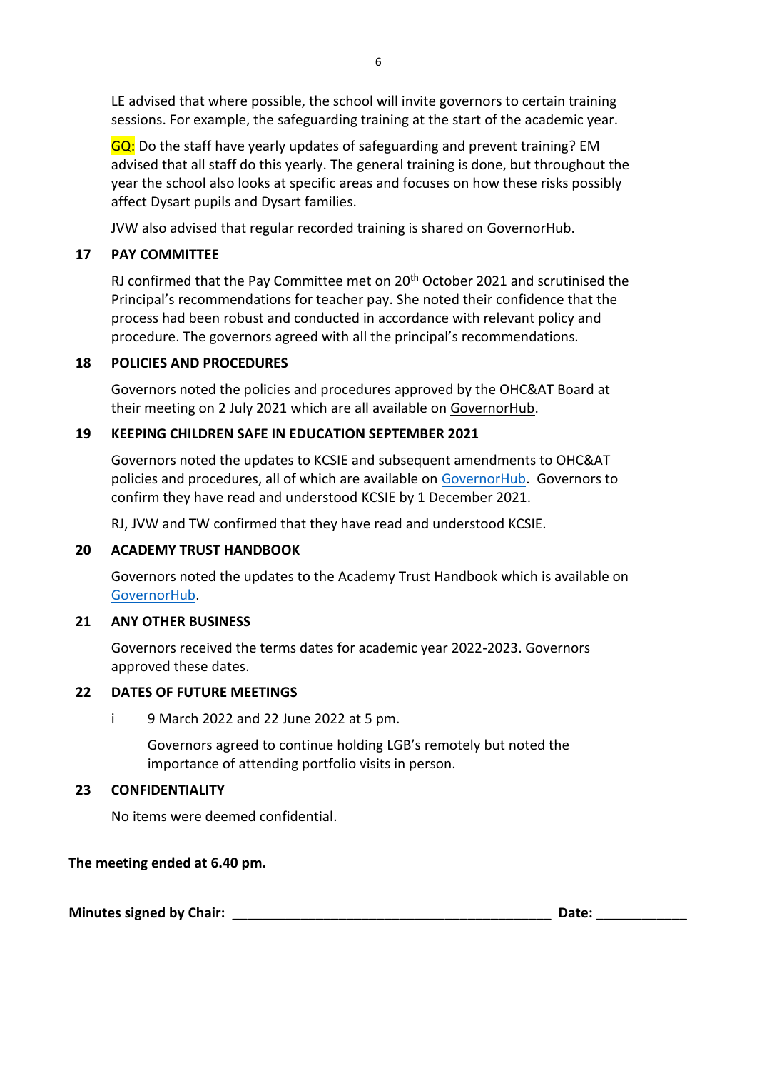LE advised that where possible, the school will invite governors to certain training sessions. For example, the safeguarding training at the start of the academic year.

GQ: Do the staff have yearly updates of safeguarding and prevent training? EM advised that all staff do this yearly. The general training is done, but throughout the year the school also looks at specific areas and focuses on how these risks possibly affect Dysart pupils and Dysart families.

JVW also advised that regular recorded training is shared on GovernorHub.

## 17 PAY COMMITTEE

RJ confirmed that the Pay Committee met on 20th October 2021 and scrutinised the Principal's recommendations for teacher pay. She noted their confidence that the process had been robust and conducted in accordance with relevant policy and procedure. The governors agreed with all the principal's recommendations.

## 18 POLICIES AND PROCEDURES

Governors noted the policies and procedures approved by the OHC&AT Board at their meeting on 2 July 2021 which are all available on GovernorHub.

## 19 KEEPING CHILDREN SAFE IN EDUCATION SEPTEMBER 2021

Governors noted the updates to KCSIE and subsequent amendments to OHC&AT policies and procedures, all of which are available on GovernorHub. Governors to confirm they have read and understood KCSIE by 1 December 2021.

RJ, JVW and TW confirmed that they have read and understood KCSIE.

## 20 ACADEMY TRUST HANDBOOK

Governors noted the updates to the Academy Trust Handbook which is available on GovernorHub.

## 21 ANY OTHER BUSINESS

Governors received the terms dates for academic year 2022-2023. Governors approved these dates.

## 22 DATES OF FUTURE MEETINGS

i 9 March 2022 and 22 June 2022 at 5 pm.

Governors agreed to continue holding LGB's remotely but noted the importance of attending portfolio visits in person.

## 23 CONFIDENTIALITY

No items were deemed confidential.

**The meeting ended at 6.40 pm.**

**Minutes signed by Chair: \_\_\_\_\_\_\_\_\_\_\_\_\_\_\_\_\_\_\_\_\_\_\_\_\_\_\_\_\_\_\_\_\_\_\_\_\_\_\_\_\_\_ Date: \_\_\_\_\_\_\_\_\_\_\_\_**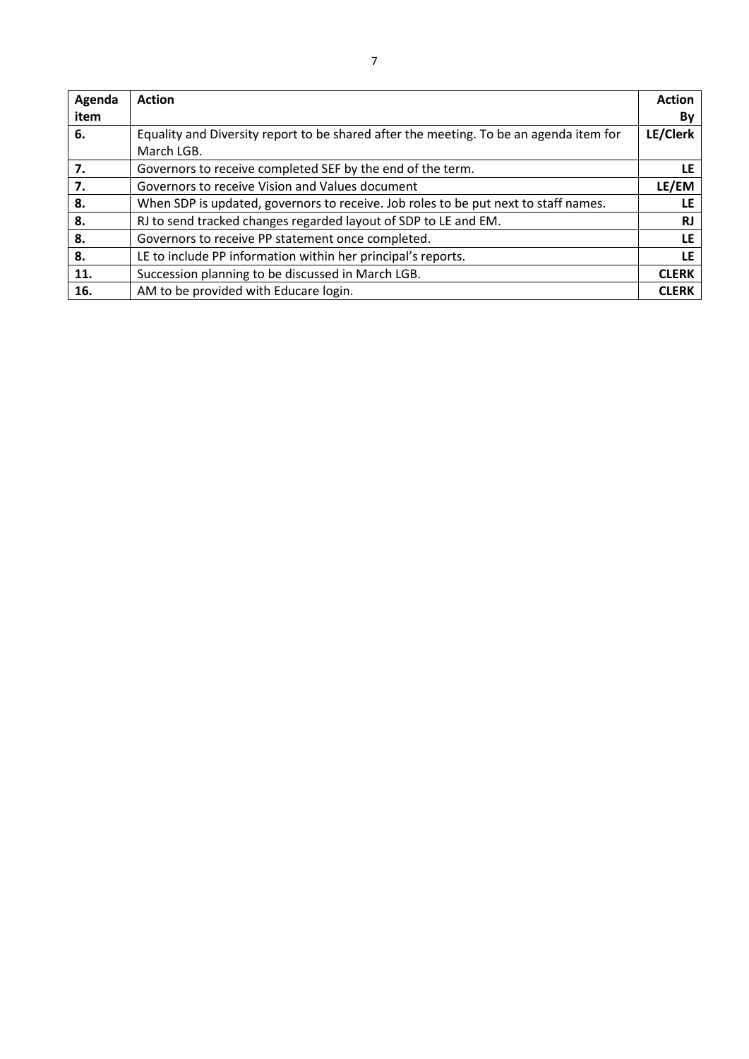| **Agenda item** | **Action** | **Action By** |
|---|---|---|
| **6.** | Equality and Diversity report to be shared after the meeting. To be an agenda item for March LGB. | **LE/Clerk** |
| **7.** | Governors to receive completed SEF by the end of the term. | **LE** |
| **7.** | Governors to receive Vision and Values document | **LE/EM** |
| **8.** | When SDP is updated, governors to receive. Job roles to be put next to staff names. | **LE** |
| **8.** | RJ to send tracked changes regarded layout of SDP to LE and EM. | **RJ** |
| **8.** | Governors to receive PP statement once completed. | **LE** |
| **8.** | LE to include PP information within her principal's reports. | **LE** |
| **11.** | Succession planning to be discussed in March LGB. | **CLERK** |
| **16.** | AM to be provided with Educare login. | **CLERK** |